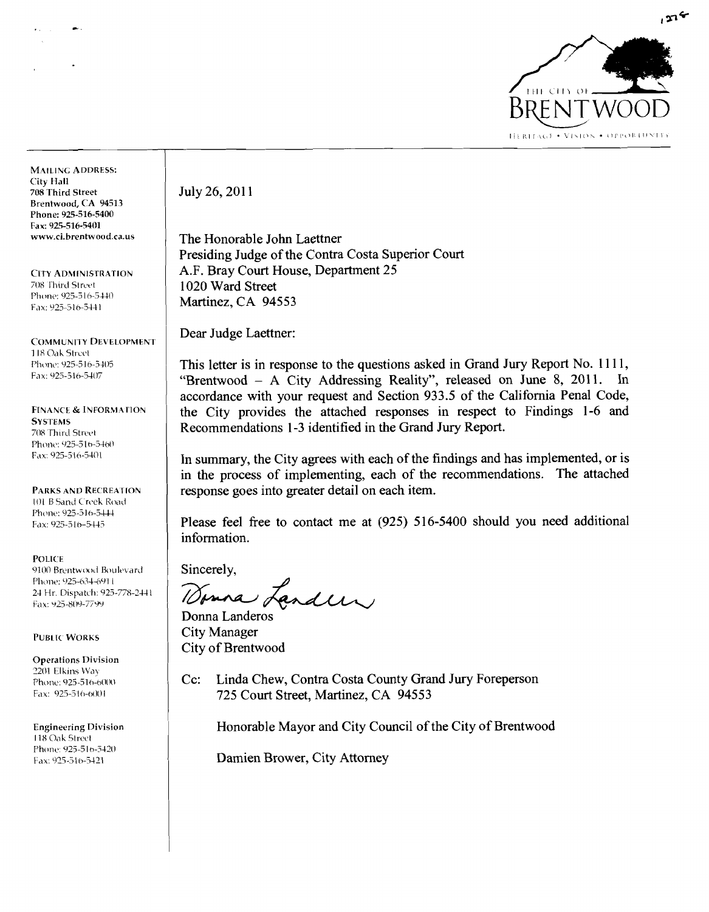THE CITY OF BRENTWOOD

HERITAGE • VISION • OPPORTUNITY

**MAILING ADDRESS:**
City Hall
708 Third Street
Brentwood, CA 94513
Phone: 925-516-5400
Fax: 925-516-5401
www.ci.brentwood.ca.us

**CITY ADMINISTRATION**
708 Third Street
Phone: 925-516-5440
Fax: 925-516-5441

**COMMUNITY DEVELOPMENT**
118 Oak Street
Phone: 925-516-5405
Fax: 925-516-5407

**FINANCE & INFORMATION SYSTEMS**
708 Third Street
Phone: 925-516-5460
Fax: 925-516-5401

**PARKS AND RECREATION**
101 B Sand Creek Road
Phone: 925-516-5444
Fax: 925-516-5445

**POLICE**
9100 Brentwood Boulevard
Phone: 925-634-6911
24 Hr. Dispatch: 925-778-2441
Fax: 925-809-7799

**PUBLIC WORKS**

Operations Division
2201 Elkins Way
Phone: 925-516-6000
Fax: 925-516-6001

Engineering Division
118 Oak Street
Phone: 925-516-5420
Fax: 925-516-5421

July 26, 2011

The Honorable John Laettner
Presiding Judge of the Contra Costa Superior Court
A.F. Bray Court House, Department 25
1020 Ward Street
Martinez, CA 94553

Dear Judge Laettner:

This letter is in response to the questions asked in Grand Jury Report No. 1111, "Brentwood – A City Addressing Reality", released on June 8, 2011. In accordance with your request and Section 933.5 of the California Penal Code, the City provides the attached responses in respect to Findings 1-6 and Recommendations 1-3 identified in the Grand Jury Report.

In summary, the City agrees with each of the findings and has implemented, or is in the process of implementing, each of the recommendations. The attached response goes into greater detail on each item.

Please feel free to contact me at (925) 516-5400 should you need additional information.

Sincerely,

Donna Landeros
City Manager
City of Brentwood

Cc: Linda Chew, Contra Costa County Grand Jury Foreperson
725 Court Street, Martinez, CA 94553

Honorable Mayor and City Council of the City of Brentwood

Damien Brower, City Attorney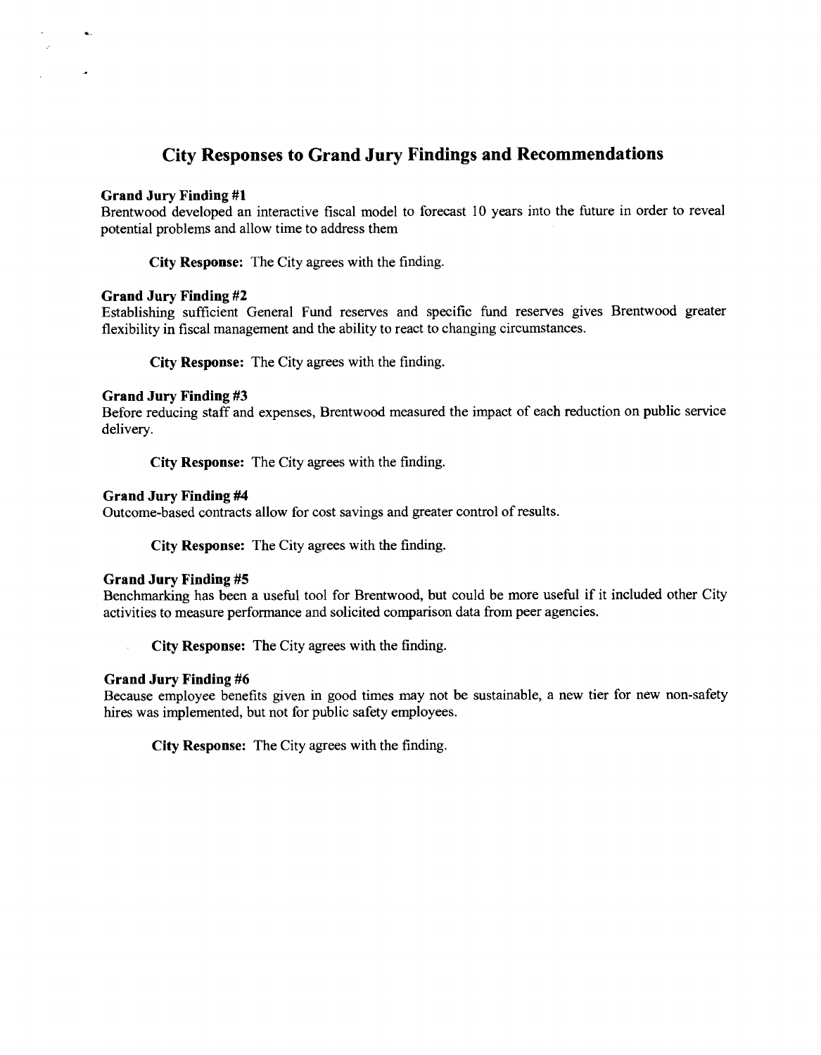# City Responses to Grand Jury Findings and Recommendations

**Grand Jury Finding #1**

Brentwood developed an interactive fiscal model to forecast 10 years into the future in order to reveal potential problems and allow time to address them

**City Response:** The City agrees with the finding.

**Grand Jury Finding #2**

Establishing sufficient General Fund reserves and specific fund reserves gives Brentwood greater flexibility in fiscal management and the ability to react to changing circumstances.

**City Response:** The City agrees with the finding.

**Grand Jury Finding #3**

Before reducing staff and expenses, Brentwood measured the impact of each reduction on public service delivery.

**City Response:** The City agrees with the finding.

**Grand Jury Finding #4**

Outcome-based contracts allow for cost savings and greater control of results.

**City Response:** The City agrees with the finding.

**Grand Jury Finding #5**

Benchmarking has been a useful tool for Brentwood, but could be more useful if it included other City activities to measure performance and solicited comparison data from peer agencies.

**City Response:** The City agrees with the finding.

**Grand Jury Finding #6**

Because employee benefits given in good times may not be sustainable, a new tier for new non-safety hires was implemented, but not for public safety employees.

**City Response:** The City agrees with the finding.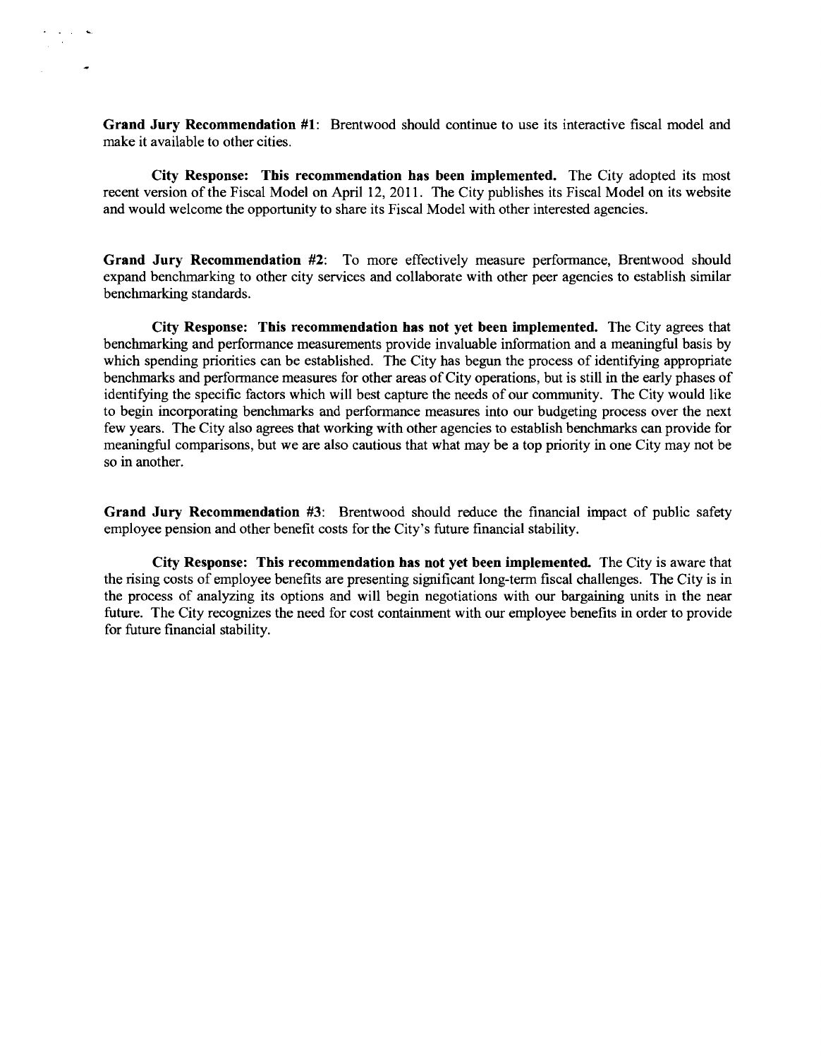**Grand Jury Recommendation #1**: Brentwood should continue to use its interactive fiscal model and make it available to other cities.

**City Response: This recommendation has been implemented.** The City adopted its most recent version of the Fiscal Model on April 12, 2011. The City publishes its Fiscal Model on its website and would welcome the opportunity to share its Fiscal Model with other interested agencies.

**Grand Jury Recommendation #2**: To more effectively measure performance, Brentwood should expand benchmarking to other city services and collaborate with other peer agencies to establish similar benchmarking standards.

**City Response: This recommendation has not yet been implemented.** The City agrees that benchmarking and performance measurements provide invaluable information and a meaningful basis by which spending priorities can be established. The City has begun the process of identifying appropriate benchmarks and performance measures for other areas of City operations, but is still in the early phases of identifying the specific factors which will best capture the needs of our community. The City would like to begin incorporating benchmarks and performance measures into our budgeting process over the next few years. The City also agrees that working with other agencies to establish benchmarks can provide for meaningful comparisons, but we are also cautious that what may be a top priority in one City may not be so in another.

**Grand Jury Recommendation #3**: Brentwood should reduce the financial impact of public safety employee pension and other benefit costs for the City's future financial stability.

**City Response: This recommendation has not yet been implemented.** The City is aware that the rising costs of employee benefits are presenting significant long-term fiscal challenges. The City is in the process of analyzing its options and will begin negotiations with our bargaining units in the near future. The City recognizes the need for cost containment with our employee benefits in order to provide for future financial stability.